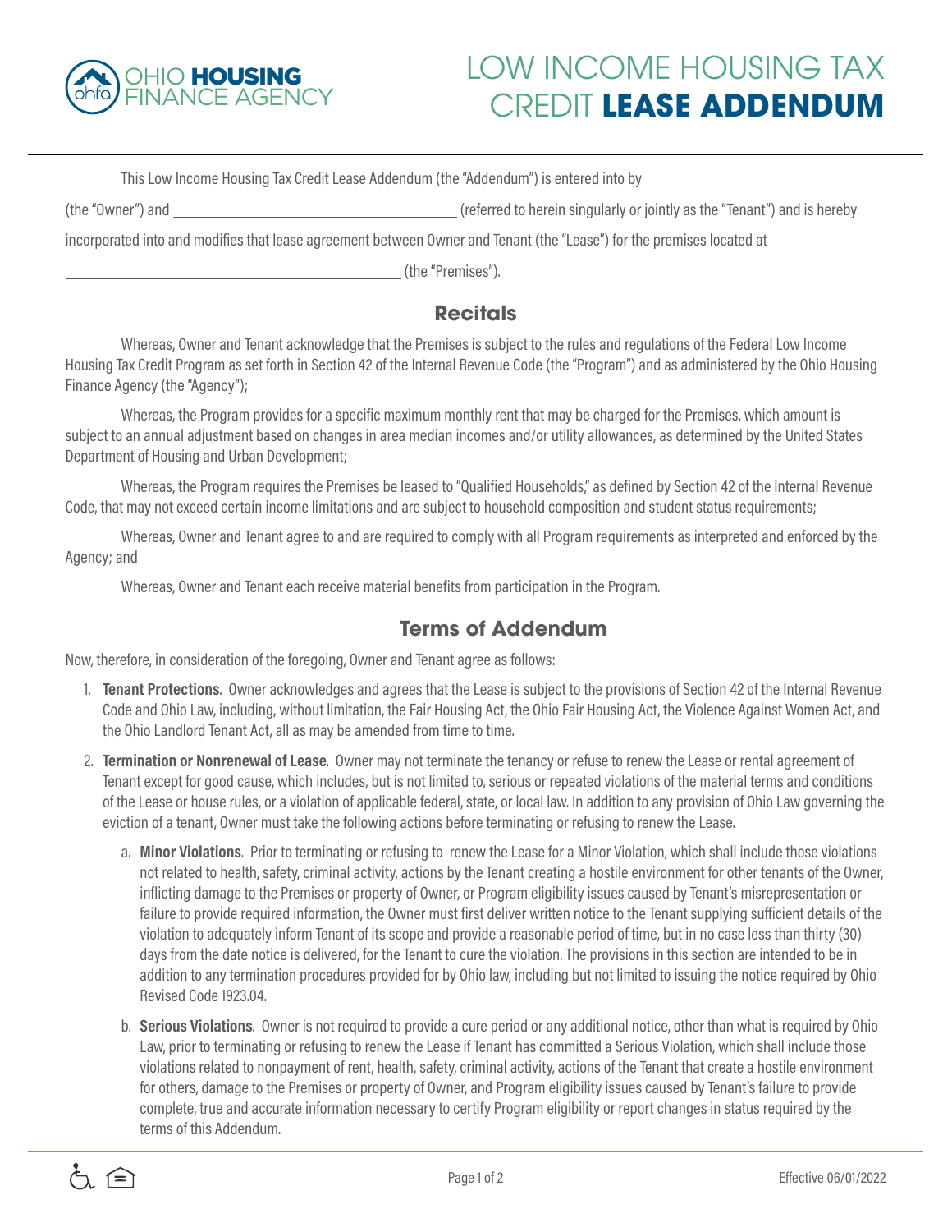# LOW INCOME HOUSING TAX CREDIT **LEASE ADDENDUM**

This Low Income Housing Tax Credit Lease Addendum (the "Addendum") is entered into by ______________________________ (the "Owner") and ______________________________ (referred to herein singularly or jointly as the "Tenant") and is hereby incorporated into and modifies that lease agreement between Owner and Tenant (the "Lease") for the premises located at ______________________________ (the "Premises").

## Recitals

Whereas, Owner and Tenant acknowledge that the Premises is subject to the rules and regulations of the Federal Low Income Housing Tax Credit Program as set forth in Section 42 of the Internal Revenue Code (the "Program") and as administered by the Ohio Housing Finance Agency (the "Agency");

Whereas, the Program provides for a specific maximum monthly rent that may be charged for the Premises, which amount is subject to an annual adjustment based on changes in area median incomes and/or utility allowances, as determined by the United States Department of Housing and Urban Development;

Whereas, the Program requires the Premises be leased to "Qualified Households," as defined by Section 42 of the Internal Revenue Code, that may not exceed certain income limitations and are subject to household composition and student status requirements;

Whereas, Owner and Tenant agree to and are required to comply with all Program requirements as interpreted and enforced by the Agency; and

Whereas, Owner and Tenant each receive material benefits from participation in the Program.

## Terms of Addendum

Now, therefore, in consideration of the foregoing, Owner and Tenant agree as follows:

1. **Tenant Protections**. Owner acknowledges and agrees that the Lease is subject to the provisions of Section 42 of the Internal Revenue Code and Ohio Law, including, without limitation, the Fair Housing Act, the Ohio Fair Housing Act, the Violence Against Women Act, and the Ohio Landlord Tenant Act, all as may be amended from time to time.

2. **Termination or Nonrenewal of Lease**. Owner may not terminate the tenancy or refuse to renew the Lease or rental agreement of Tenant except for good cause, which includes, but is not limited to, serious or repeated violations of the material terms and conditions of the Lease or house rules, or a violation of applicable federal, state, or local law. In addition to any provision of Ohio Law governing the eviction of a tenant, Owner must take the following actions before terminating or refusing to renew the Lease.

   a. **Minor Violations**. Prior to terminating or refusing to renew the Lease for a Minor Violation, which shall include those violations not related to health, safety, criminal activity, actions by the Tenant creating a hostile environment for other tenants of the Owner, inflicting damage to the Premises or property of Owner, or Program eligibility issues caused by Tenant's misrepresentation or failure to provide required information, the Owner must first deliver written notice to the Tenant supplying sufficient details of the violation to adequately inform Tenant of its scope and provide a reasonable period of time, but in no case less than thirty (30) days from the date notice is delivered, for the Tenant to cure the violation. The provisions in this section are intended to be in addition to any termination procedures provided for by Ohio law, including but not limited to issuing the notice required by Ohio Revised Code 1923.04.

   b. **Serious Violations**. Owner is not required to provide a cure period or any additional notice, other than what is required by Ohio Law, prior to terminating or refusing to renew the Lease if Tenant has committed a Serious Violation, which shall include those violations related to nonpayment of rent, health, safety, criminal activity, actions of the Tenant that create a hostile environment for others, damage to the Premises or property of Owner, and Program eligibility issues caused by Tenant's failure to provide complete, true and accurate information necessary to certify Program eligibility or report changes in status required by the terms of this Addendum.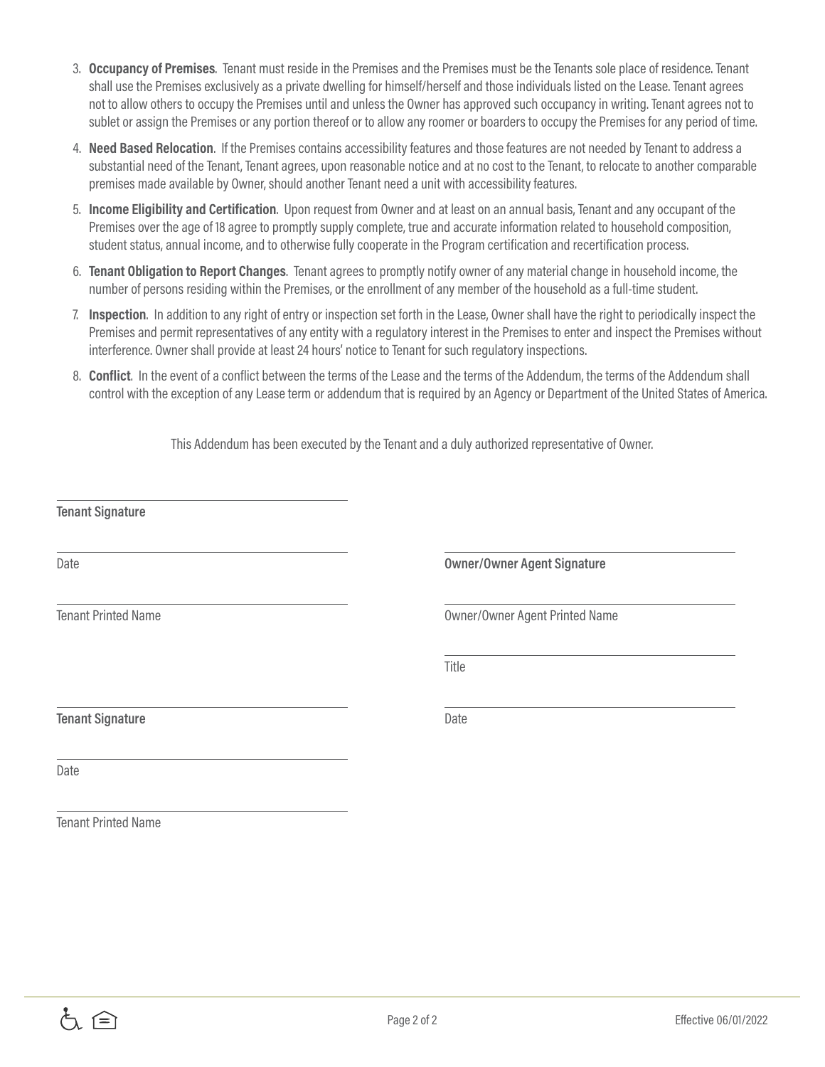3. **Occupancy of Premises**. Tenant must reside in the Premises and the Premises must be the Tenants sole place of residence. Tenant shall use the Premises exclusively as a private dwelling for himself/herself and those individuals listed on the Lease. Tenant agrees not to allow others to occupy the Premises until and unless the Owner has approved such occupancy in writing. Tenant agrees not to sublet or assign the Premises or any portion thereof or to allow any roomer or boarders to occupy the Premises for any period of time.
4. **Need Based Relocation**. If the Premises contains accessibility features and those features are not needed by Tenant to address a substantial need of the Tenant, Tenant agrees, upon reasonable notice and at no cost to the Tenant, to relocate to another comparable premises made available by Owner, should another Tenant need a unit with accessibility features.
5. **Income Eligibility and Certification**. Upon request from Owner and at least on an annual basis, Tenant and any occupant of the Premises over the age of 18 agree to promptly supply complete, true and accurate information related to household composition, student status, annual income, and to otherwise fully cooperate in the Program certification and recertification process.
6. **Tenant Obligation to Report Changes**. Tenant agrees to promptly notify owner of any material change in household income, the number of persons residing within the Premises, or the enrollment of any member of the household as a full-time student.
7. **Inspection**. In addition to any right of entry or inspection set forth in the Lease, Owner shall have the right to periodically inspect the Premises and permit representatives of any entity with a regulatory interest in the Premises to enter and inspect the Premises without interference. Owner shall provide at least 24 hours' notice to Tenant for such regulatory inspections.
8. **Conflict**. In the event of a conflict between the terms of the Lease and the terms of the Addendum, the terms of the Addendum shall control with the exception of any Lease term or addendum that is required by an Agency or Department of the United States of America.

This Addendum has been executed by the Tenant and a duly authorized representative of Owner.

\_\_\_\_\_\_\_\_\_\_\_\_\_\_\_\_\_\_\_\_\_\_\_\_\_\_\_\_\_\_\_\_\_\_\_\_
**Tenant Signature**

\_\_\_\_\_\_\_\_\_\_\_\_\_\_\_\_\_\_\_\_\_\_\_\_\_\_\_\_\_\_\_\_\_\_\_\_
Date

\_\_\_\_\_\_\_\_\_\_\_\_\_\_\_\_\_\_\_\_\_\_\_\_\_\_\_\_\_\_\_\_\_\_\_\_
Tenant Printed Name

\_\_\_\_\_\_\_\_\_\_\_\_\_\_\_\_\_\_\_\_\_\_\_\_\_\_\_\_\_\_\_\_\_\_\_\_
**Tenant Signature**

\_\_\_\_\_\_\_\_\_\_\_\_\_\_\_\_\_\_\_\_\_\_\_\_\_\_\_\_\_\_\_\_\_\_\_\_
Date

\_\_\_\_\_\_\_\_\_\_\_\_\_\_\_\_\_\_\_\_\_\_\_\_\_\_\_\_\_\_\_\_\_\_\_\_
Tenant Printed Name

\_\_\_\_\_\_\_\_\_\_\_\_\_\_\_\_\_\_\_\_\_\_\_\_\_\_\_\_\_\_\_\_\_\_\_\_
**Owner/Owner Agent Signature**

\_\_\_\_\_\_\_\_\_\_\_\_\_\_\_\_\_\_\_\_\_\_\_\_\_\_\_\_\_\_\_\_\_\_\_\_
Owner/Owner Agent Printed Name

\_\_\_\_\_\_\_\_\_\_\_\_\_\_\_\_\_\_\_\_\_\_\_\_\_\_\_\_\_\_\_\_\_\_\_\_
Title

\_\_\_\_\_\_\_\_\_\_\_\_\_\_\_\_\_\_\_\_\_\_\_\_\_\_\_\_\_\_\_\_\_\_\_\_
Date

Effective 06/01/2022